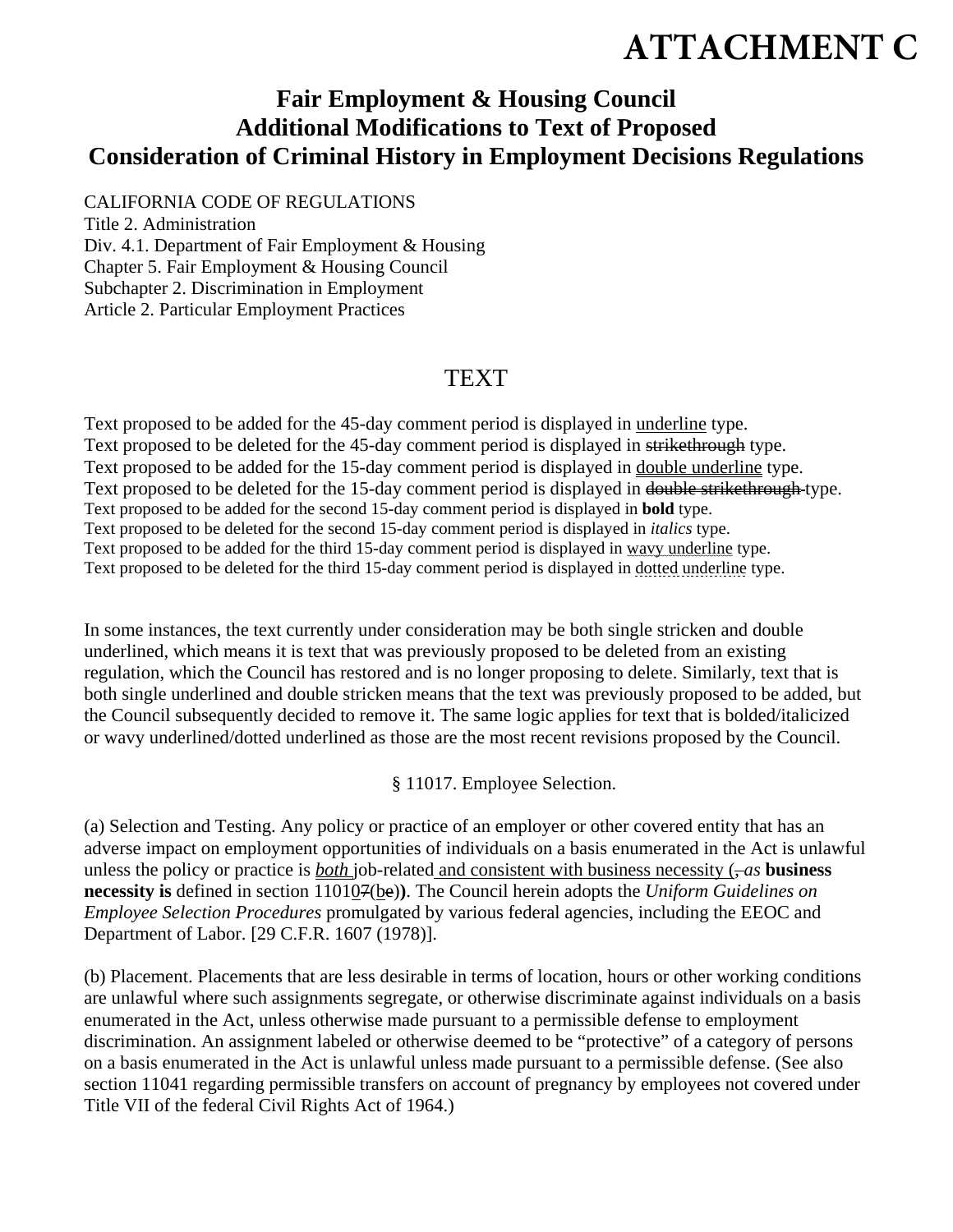# ATTACHMENT C

## Fair Employment & Housing Council Additional Modifications to Text of Proposed Consideration of Criminal History in Employment Decisions Regulations

CALIFORNIA CODE OF REGULATIONS
Title 2. Administration
Div. 4.1. Department of Fair Employment & Housing
Chapter 5. Fair Employment & Housing Council
Subchapter 2. Discrimination in Employment
Article 2. Particular Employment Practices

## TEXT

Text proposed to be added for the 45-day comment period is displayed in <u>underline</u> type.
Text proposed to be deleted for the 45-day comment period is displayed in ~~strikethrough~~ type.
Text proposed to be added for the 15-day comment period is displayed in <u>double underline</u> type.
Text proposed to be deleted for the 15-day comment period is displayed in ~~double strikethrough~~ type.
Text proposed to be added for the second 15-day comment period is displayed in **bold** type.
Text proposed to be deleted for the second 15-day comment period is displayed in *italics* type.
Text proposed to be added for the third 15-day comment period is displayed in <u>wavy underline</u> type.
Text proposed to be deleted for the third 15-day comment period is displayed in <u>dotted underline</u> type.

In some instances, the text currently under consideration may be both single stricken and double underlined, which means it is text that was previously proposed to be deleted from an existing regulation, which the Council has restored and is no longer proposing to delete. Similarly, text that is both single underlined and double stricken means that the text was previously proposed to be added, but the Council subsequently decided to remove it. The same logic applies for text that is bolded/italicized or wavy underlined/dotted underlined as those are the most recent revisions proposed by the Council.

§ 11017. Employee Selection.

(a) Selection and Testing. Any policy or practice of an employer or other covered entity that has an adverse impact on employment opportunities of individuals on a basis enumerated in the Act is unlawful unless the policy or practice is <u>*both*</u> job-related<u> and consistent with business necessity (</u>~~,~~ *as* **business necessity is** defined in section 1101<u>0</u>~~7~~(<u>b</u>~~e~~)**)**. The Council herein adopts the *Uniform Guidelines on Employee Selection Procedures* promulgated by various federal agencies, including the EEOC and Department of Labor. [29 C.F.R. 1607 (1978)].

(b) Placement. Placements that are less desirable in terms of location, hours or other working conditions are unlawful where such assignments segregate, or otherwise discriminate against individuals on a basis enumerated in the Act, unless otherwise made pursuant to a permissible defense to employment discrimination. An assignment labeled or otherwise deemed to be "protective" of a category of persons on a basis enumerated in the Act is unlawful unless made pursuant to a permissible defense. (See also section 11041 regarding permissible transfers on account of pregnancy by employees not covered under Title VII of the federal Civil Rights Act of 1964.)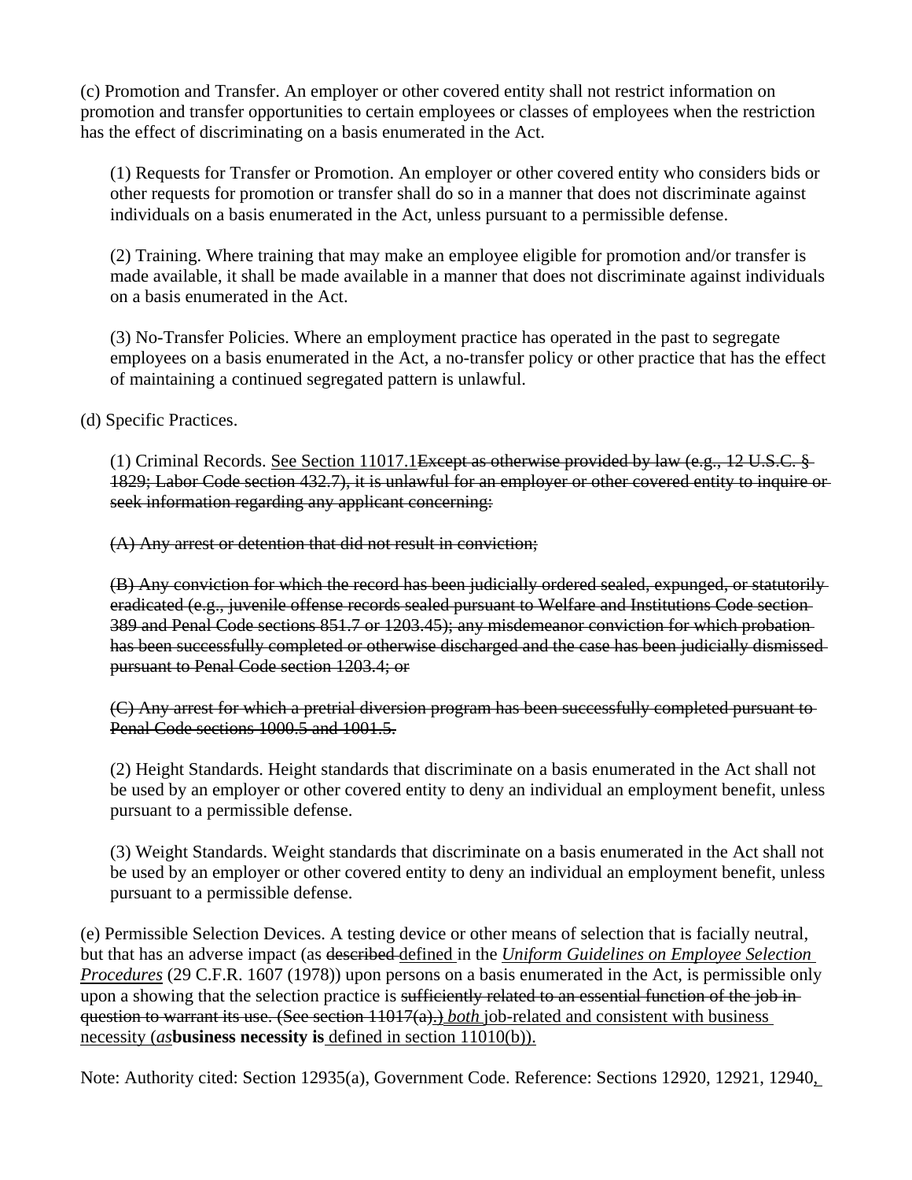(c) Promotion and Transfer. An employer or other covered entity shall not restrict information on promotion and transfer opportunities to certain employees or classes of employees when the restriction has the effect of discriminating on a basis enumerated in the Act.

(1) Requests for Transfer or Promotion. An employer or other covered entity who considers bids or other requests for promotion or transfer shall do so in a manner that does not discriminate against individuals on a basis enumerated in the Act, unless pursuant to a permissible defense.

(2) Training. Where training that may make an employee eligible for promotion and/or transfer is made available, it shall be made available in a manner that does not discriminate against individuals on a basis enumerated in the Act.

(3) No-Transfer Policies. Where an employment practice has operated in the past to segregate employees on a basis enumerated in the Act, a no-transfer policy or other practice that has the effect of maintaining a continued segregated pattern is unlawful.

(d) Specific Practices.

(1) Criminal Records. <u>See Section 11017.1</u>~~Except as otherwise provided by law (e.g., 12 U.S.C. § 1829; Labor Code section 432.7), it is unlawful for an employer or other covered entity to inquire or seek information regarding any applicant concerning:~~

~~(A) Any arrest or detention that did not result in conviction;~~

~~(B) Any conviction for which the record has been judicially ordered sealed, expunged, or statutorily eradicated (e.g., juvenile offense records sealed pursuant to Welfare and Institutions Code section 389 and Penal Code sections 851.7 or 1203.45); any misdemeanor conviction for which probation has been successfully completed or otherwise discharged and the case has been judicially dismissed pursuant to Penal Code section 1203.4; or~~

~~(C) Any arrest for which a pretrial diversion program has been successfully completed pursuant to Penal Code sections 1000.5 and 1001.5.~~

(2) Height Standards. Height standards that discriminate on a basis enumerated in the Act shall not be used by an employer or other covered entity to deny an individual an employment benefit, unless pursuant to a permissible defense.

(3) Weight Standards. Weight standards that discriminate on a basis enumerated in the Act shall not be used by an employer or other covered entity to deny an individual an employment benefit, unless pursuant to a permissible defense.

(e) Permissible Selection Devices. A testing device or other means of selection that is facially neutral, but that has an adverse impact (as ~~described~~ <u>defined</u> in the <u>*Uniform Guidelines on Employee Selection Procedures*</u> (29 C.F.R. 1607 (1978)) upon persons on a basis enumerated in the Act, is permissible only upon a showing that the selection practice is ~~sufficiently related to an essential function of the job in question to warrant its use. (See section 11017(a).)~~ <u>*both* job-related and consistent with business necessity (*as* **business necessity is** defined in section 11010(b)).</u>

Note: Authority cited: Section 12935(a), Government Code. Reference: Sections 12920, 12921, 12940<u>,</u>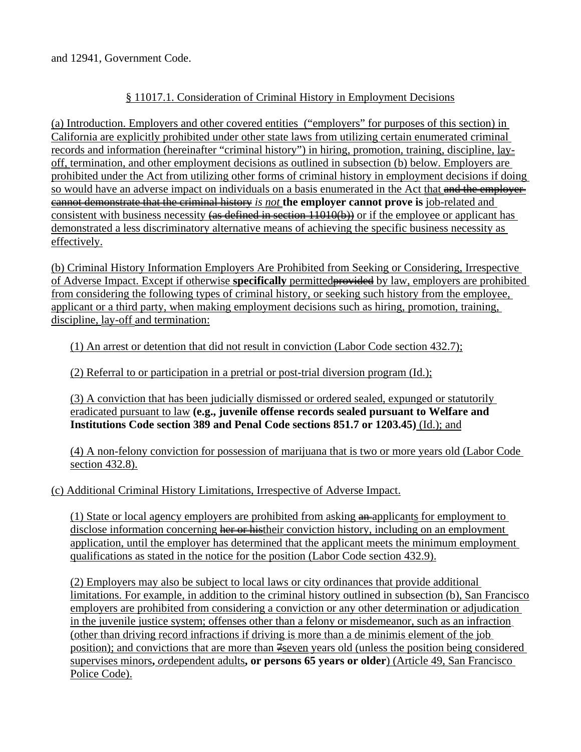and 12941, Government Code.

§ 11017.1. Consideration of Criminal History in Employment Decisions

(a) Introduction. Employers and other covered entities ("employers" for purposes of this section) in California are explicitly prohibited under other state laws from utilizing certain enumerated criminal records and information (hereinafter "criminal history") in hiring, promotion, training, discipline, lay-off, termination, and other employment decisions as outlined in subsection (b) below. Employers are prohibited under the Act from utilizing other forms of criminal history in employment decisions if doing so would have an adverse impact on individuals on a basis enumerated in the Act that ~~and the employer cannot demonstrate that the criminal history~~ *is not* **the employer cannot prove is** job-related and consistent with business necessity ~~(as defined in section 11010(b))~~ or if the employee or applicant has demonstrated a less discriminatory alternative means of achieving the specific business necessity as effectively.

(b) Criminal History Information Employers Are Prohibited from Seeking or Considering, Irrespective of Adverse Impact. Except if otherwise **specifically** permitted~~provided~~ by law, employers are prohibited from considering the following types of criminal history, or seeking such history from the employee, applicant or a third party, when making employment decisions such as hiring, promotion, training, discipline, lay-off and termination:

(1) An arrest or detention that did not result in conviction (Labor Code section 432.7);

(2) Referral to or participation in a pretrial or post-trial diversion program (Id.);

(3) A conviction that has been judicially dismissed or ordered sealed, expunged or statutorily eradicated pursuant to law **(e.g., juvenile offense records sealed pursuant to Welfare and Institutions Code section 389 and Penal Code sections 851.7 or 1203.45)** (Id.); and

(4) A non-felony conviction for possession of marijuana that is two or more years old (Labor Code section 432.8).

(c) Additional Criminal History Limitations, Irrespective of Adverse Impact.

(1) State or local agency employers are prohibited from asking ~~an~~ applicants for employment to disclose information concerning ~~her or his~~their conviction history, including on an employment application, until the employer has determined that the applicant meets the minimum employment qualifications as stated in the notice for the position (Labor Code section 432.9).

(2) Employers may also be subject to local laws or city ordinances that provide additional limitations. For example, in addition to the criminal history outlined in subsection (b), San Francisco employers are prohibited from considering a conviction or any other determination or adjudication in the juvenile justice system; offenses other than a felony or misdemeanor, such as an infraction (other than driving record infractions if driving is more than a de minimis element of the job position); and convictions that are more than ~~7~~seven years old (unless the position being considered supervises minors**,** *or*dependent adults**, or persons 65 years or older**) (Article 49, San Francisco Police Code).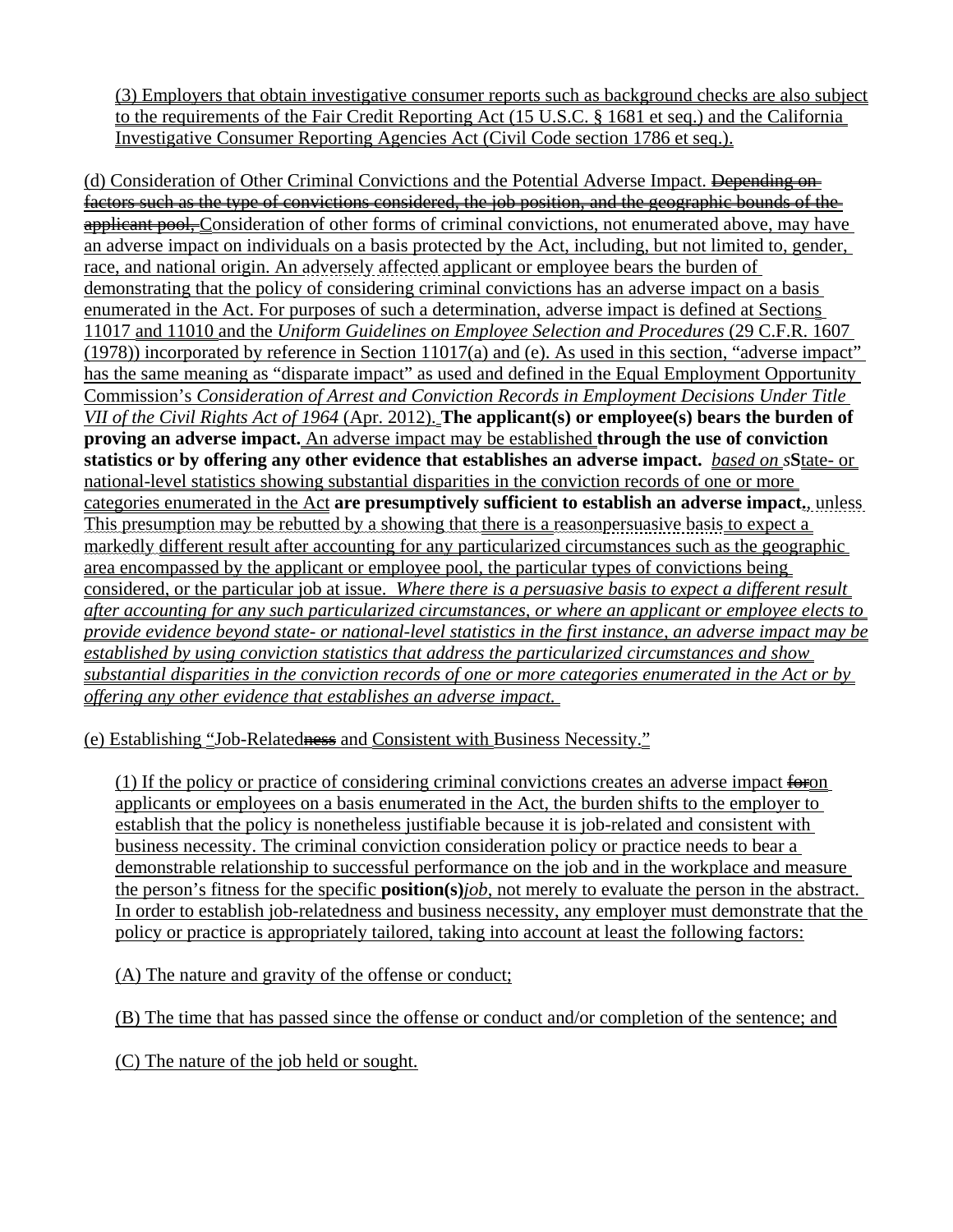(3) Employers that obtain investigative consumer reports such as background checks are also subject to the requirements of the Fair Credit Reporting Act (15 U.S.C. § 1681 et seq.) and the California Investigative Consumer Reporting Agencies Act (Civil Code section 1786 et seq.).

(d) Consideration of Other Criminal Convictions and the Potential Adverse Impact. ~~Depending on factors such as the type of convictions considered, the job position, and the geographic bounds of the applicant pool,~~ Consideration of other forms of criminal convictions, not enumerated above, may have an adverse impact on individuals on a basis protected by the Act, including, but not limited to, gender, race, and national origin. An adversely affected applicant or employee bears the burden of demonstrating that the policy of considering criminal convictions has an adverse impact on a basis enumerated in the Act. For purposes of such a determination, adverse impact is defined at Sections 11017 and 11010 and the *Uniform Guidelines on Employee Selection and Procedures* (29 C.F.R. 1607 (1978)) incorporated by reference in Section 11017(a) and (e). As used in this section, "adverse impact" has the same meaning as "disparate impact" as used and defined in the Equal Employment Opportunity Commission's *Consideration of Arrest and Conviction Records in Employment Decisions Under Title VII of the Civil Rights Act of 1964* (Apr. 2012). **The applicant(s) or employee(s) bears the burden of proving an adverse impact.** An adverse impact may be established **through the use of conviction statistics or by offering any other evidence that establishes an adverse impact.** *based on s***S**tate- or national-level statistics showing substantial disparities in the conviction records of one or more categories enumerated in the Act **are presumptively sufficient to establish an adverse impact.**, unless This presumption may be rebutted by a showing that there is a reasonpersuasive basis to expect a markedly different result after accounting for any particularized circumstances such as the geographic area encompassed by the applicant or employee pool, the particular types of convictions being considered, or the particular job at issue. *Where there is a persuasive basis to expect a different result after accounting for any such particularized circumstances, or where an applicant or employee elects to provide evidence beyond state- or national-level statistics in the first instance, an adverse impact may be established by using conviction statistics that address the particularized circumstances and show substantial disparities in the conviction records of one or more categories enumerated in the Act or by offering any other evidence that establishes an adverse impact.*

(e) Establishing "Job-Related~~ness~~ and Consistent with Business Necessity."

(1) If the policy or practice of considering criminal convictions creates an adverse impact ~~for~~on applicants or employees on a basis enumerated in the Act, the burden shifts to the employer to establish that the policy is nonetheless justifiable because it is job-related and consistent with business necessity. The criminal conviction consideration policy or practice needs to bear a demonstrable relationship to successful performance on the job and in the workplace and measure the person's fitness for the specific **position(s)***job*, not merely to evaluate the person in the abstract. In order to establish job-relatedness and business necessity, any employer must demonstrate that the policy or practice is appropriately tailored, taking into account at least the following factors:

(A) The nature and gravity of the offense or conduct;

(B) The time that has passed since the offense or conduct and/or completion of the sentence; and

(C) The nature of the job held or sought.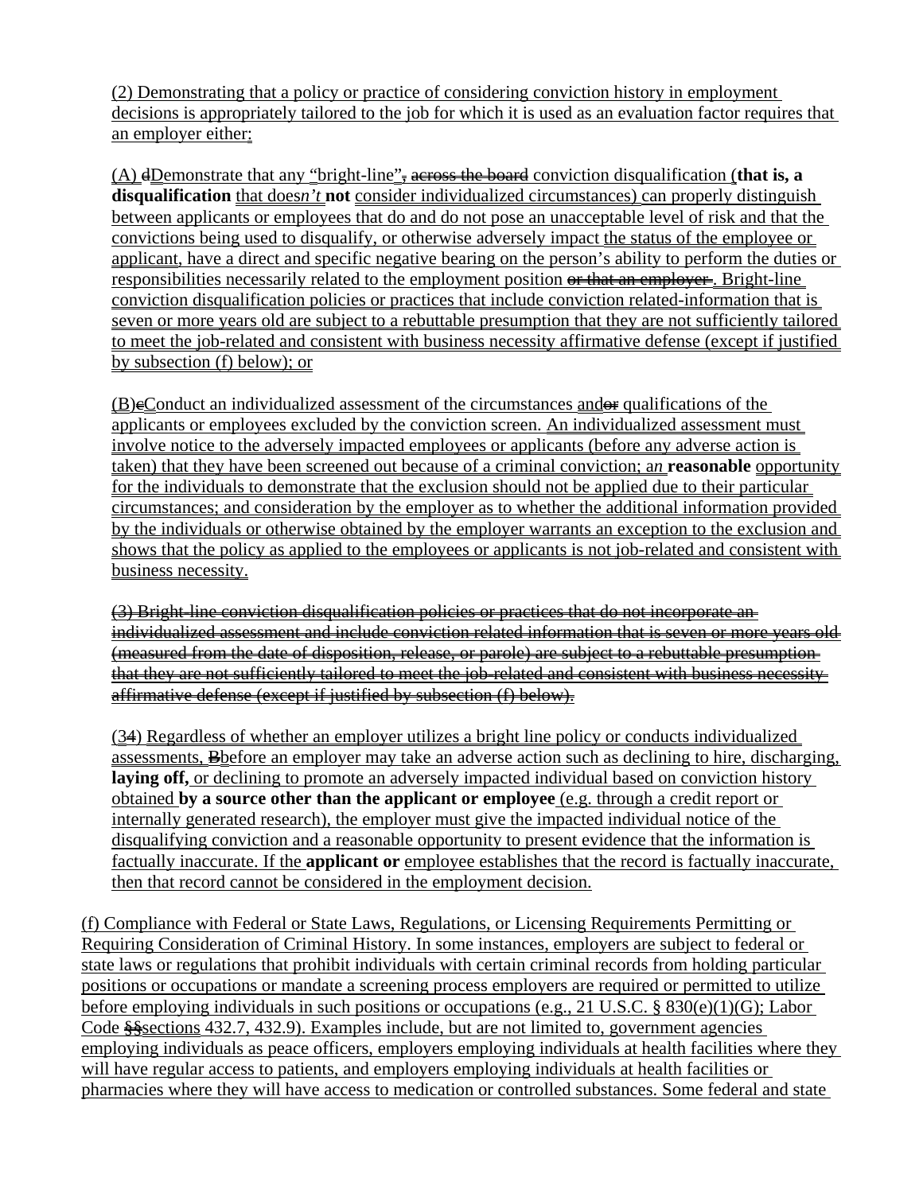(2) Demonstrating that a policy or practice of considering conviction history in employment decisions is appropriately tailored to the job for which it is used as an evaluation factor requires that an employer either:

(A) ~~d~~Demonstrate that any "bright-line"~~, across the board~~ conviction disqualification (**that is, a disqualification** that does*n't* **not** consider individualized circumstances) can properly distinguish between applicants or employees that do and do not pose an unacceptable level of risk and that the convictions being used to disqualify, or otherwise adversely impact the status of the employee or applicant, have a direct and specific negative bearing on the person's ability to perform the duties or responsibilities necessarily related to the employment position ~~or that an employer~~. Bright-line conviction disqualification policies or practices that include conviction related-information that is seven or more years old are subject to a rebuttable presumption that they are not sufficiently tailored to meet the job-related and consistent with business necessity affirmative defense (except if justified by subsection (f) below); or

(B)~~c~~Conduct an individualized assessment of the circumstances and~~or~~ qualifications of the applicants or employees excluded by the conviction screen. An individualized assessment must involve notice to the adversely impacted employees or applicants (before any adverse action is taken) that they have been screened out because of a criminal conviction; a*n* **reasonable** opportunity for the individuals to demonstrate that the exclusion should not be applied due to their particular circumstances; and consideration by the employer as to whether the additional information provided by the individuals or otherwise obtained by the employer warrants an exception to the exclusion and shows that the policy as applied to the employees or applicants is not job-related and consistent with business necessity.

~~(3) Bright-line conviction disqualification policies or practices that do not incorporate an individualized assessment and include conviction related information that is seven or more years old (measured from the date of disposition, release, or parole) are subject to a rebuttable presumption that they are not sufficiently tailored to meet the job-related and consistent with business necessity affirmative defense (except if justified by subsection (f) below).~~

(3~~4~~) Regardless of whether an employer utilizes a bright line policy or conducts individualized assessments, ~~B~~before an employer may take an adverse action such as declining to hire, discharging, **laying off,** or declining to promote an adversely impacted individual based on conviction history obtained **by a source other than the applicant or employee** (e.g. through a credit report or internally generated research), the employer must give the impacted individual notice of the disqualifying conviction and a reasonable opportunity to present evidence that the information is factually inaccurate. If the **applicant or** employee establishes that the record is factually inaccurate, then that record cannot be considered in the employment decision.

(f) Compliance with Federal or State Laws, Regulations, or Licensing Requirements Permitting or Requiring Consideration of Criminal History. In some instances, employers are subject to federal or state laws or regulations that prohibit individuals with certain criminal records from holding particular positions or occupations or mandate a screening process employers are required or permitted to utilize before employing individuals in such positions or occupations (e.g., 21 U.S.C. § 830(e)(1)(G); Labor Code ~~§§~~sections 432.7, 432.9). Examples include, but are not limited to, government agencies employing individuals as peace officers, employers employing individuals at health facilities where they will have regular access to patients, and employers employing individuals at health facilities or pharmacies where they will have access to medication or controlled substances. Some federal and state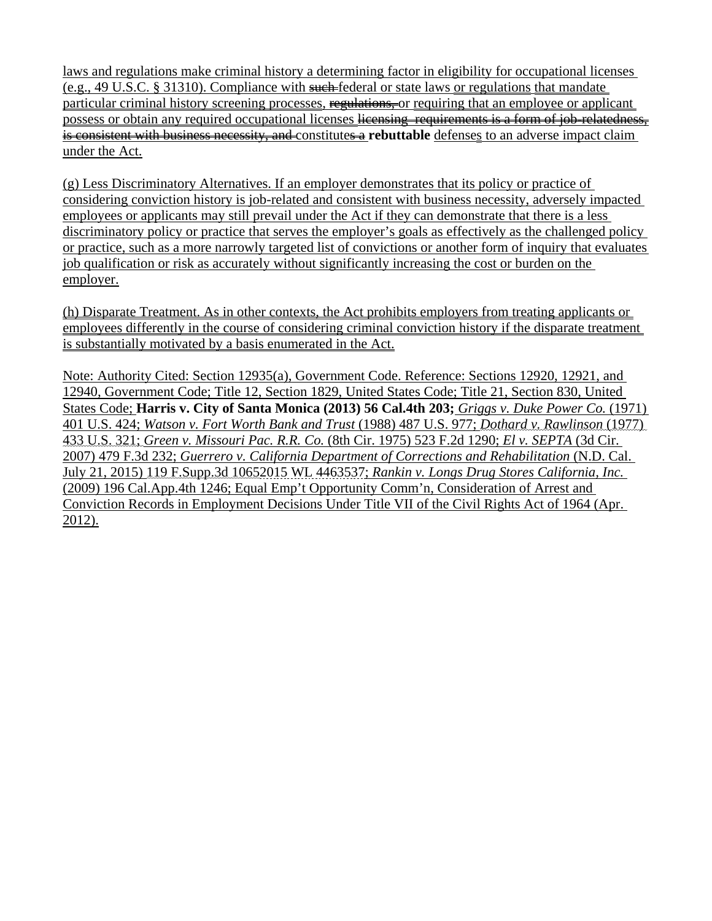laws and regulations make criminal history a determining factor in eligibility for occupational licenses (e.g., 49 U.S.C. § 31310). Compliance with ~~such~~ federal or state laws or regulations that mandate particular criminal history screening processes, ~~regulations,~~ or requiring that an employee or applicant possess or obtain any required occupational licenses ~~licensing requirements is a form of job-relatedness, is consistent with business necessity, and~~ constitutes ~~a~~ **rebuttable** defenses to an adverse impact claim under the Act.

(g) Less Discriminatory Alternatives. If an employer demonstrates that its policy or practice of considering conviction history is job-related and consistent with business necessity, adversely impacted employees or applicants may still prevail under the Act if they can demonstrate that there is a less discriminatory policy or practice that serves the employer's goals as effectively as the challenged policy or practice, such as a more narrowly targeted list of convictions or another form of inquiry that evaluates job qualification or risk as accurately without significantly increasing the cost or burden on the employer.

(h) Disparate Treatment. As in other contexts, the Act prohibits employers from treating applicants or employees differently in the course of considering criminal conviction history if the disparate treatment is substantially motivated by a basis enumerated in the Act.

Note: Authority Cited: Section 12935(a), Government Code. Reference: Sections 12920, 12921, and 12940, Government Code; Title 12, Section 1829, United States Code; Title 21, Section 830, United States Code; **Harris v. City of Santa Monica (2013) 56 Cal.4th 203;** *Griggs v. Duke Power Co.* (1971) 401 U.S. 424; *Watson v. Fort Worth Bank and Trust* (1988) 487 U.S. 977; *Dothard v. Rawlinson* (1977) 433 U.S. 321; *Green v. Missouri Pac. R.R. Co.* (8th Cir. 1975) 523 F.2d 1290; *El v. SEPTA* (3d Cir. 2007) 479 F.3d 232; *Guerrero v. California Department of Corrections and Rehabilitation* (N.D. Cal. July 21, 2015) 119 F.Supp.3d 10652015 WL 4463537; *Rankin v. Longs Drug Stores California, Inc.* (2009) 196 Cal.App.4th 1246; Equal Emp't Opportunity Comm'n, Consideration of Arrest and Conviction Records in Employment Decisions Under Title VII of the Civil Rights Act of 1964 (Apr. 2012).